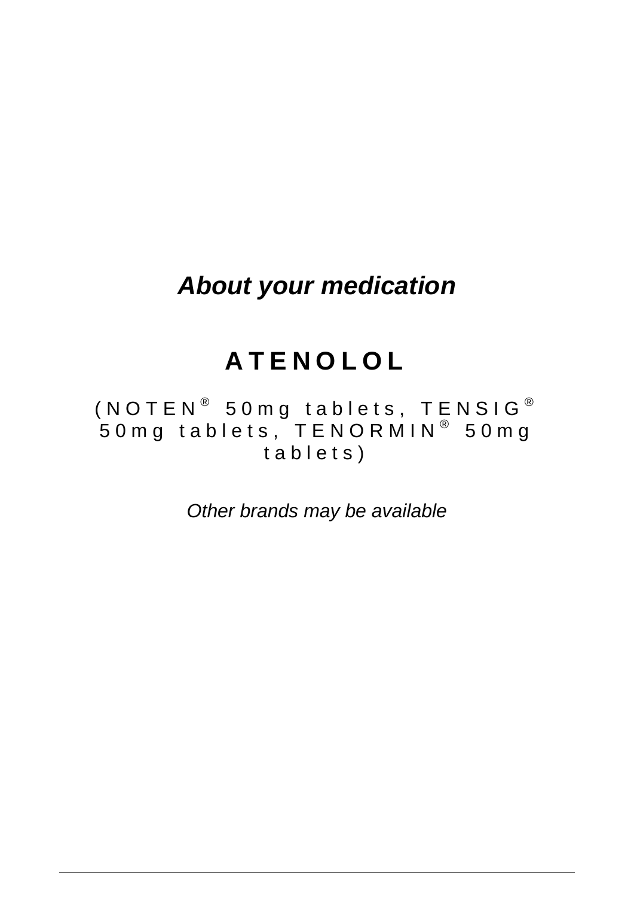***About your medication***

# ATENOLOL

(NOTEN® 50mg tablets, TENSIG® 50mg tablets, TENORMIN® 50mg tablets)

*Other brands may be available*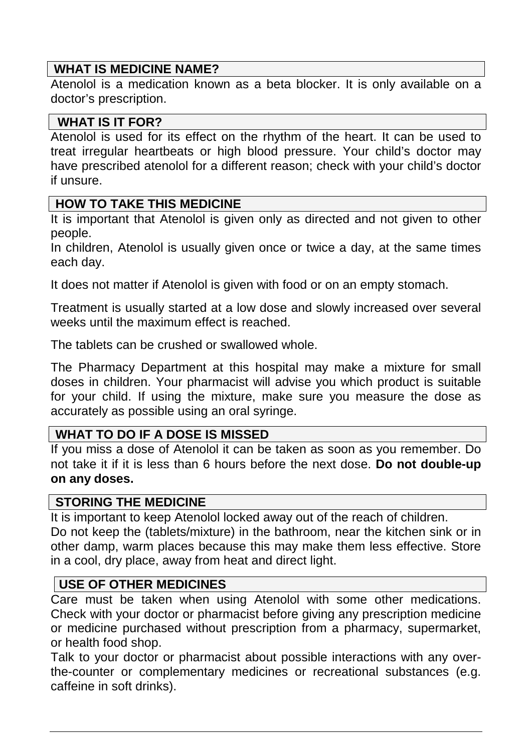## WHAT IS MEDICINE NAME?

Atenolol is a medication known as a beta blocker. It is only available on a doctor's prescription.

## WHAT IS IT FOR?

Atenolol is used for its effect on the rhythm of the heart. It can be used to treat irregular heartbeats or high blood pressure. Your child's doctor may have prescribed atenolol for a different reason; check with your child's doctor if unsure.

## HOW TO TAKE THIS MEDICINE

It is important that Atenolol is given only as directed and not given to other people.

In children, Atenolol is usually given once or twice a day, at the same times each day.

It does not matter if Atenolol is given with food or on an empty stomach.

Treatment is usually started at a low dose and slowly increased over several weeks until the maximum effect is reached.

The tablets can be crushed or swallowed whole.

The Pharmacy Department at this hospital may make a mixture for small doses in children. Your pharmacist will advise you which product is suitable for your child. If using the mixture, make sure you measure the dose as accurately as possible using an oral syringe.

## WHAT TO DO IF A DOSE IS MISSED

If you miss a dose of Atenolol it can be taken as soon as you remember. Do not take it if it is less than 6 hours before the next dose. **Do not double-up on any doses.**

## STORING THE MEDICINE

It is important to keep Atenolol locked away out of the reach of children.

Do not keep the (tablets/mixture) in the bathroom, near the kitchen sink or in other damp, warm places because this may make them less effective. Store in a cool, dry place, away from heat and direct light.

## USE OF OTHER MEDICINES

Care must be taken when using Atenolol with some other medications. Check with your doctor or pharmacist before giving any prescription medicine or medicine purchased without prescription from a pharmacy, supermarket, or health food shop.

Talk to your doctor or pharmacist about possible interactions with any over-the-counter or complementary medicines or recreational substances (e.g. caffeine in soft drinks).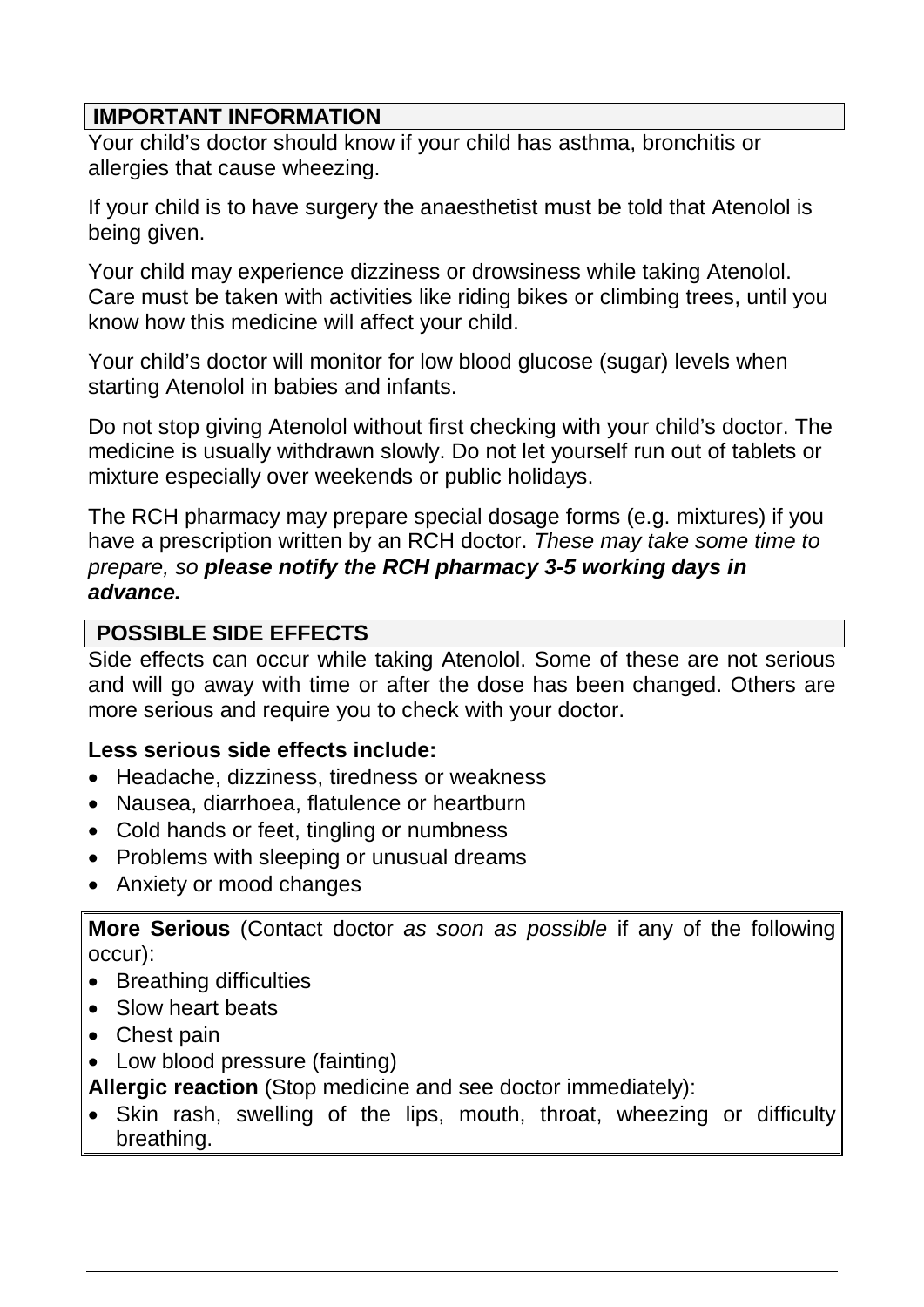## IMPORTANT INFORMATION

Your child's doctor should know if your child has asthma, bronchitis or allergies that cause wheezing.

If your child is to have surgery the anaesthetist must be told that Atenolol is being given.

Your child may experience dizziness or drowsiness while taking Atenolol. Care must be taken with activities like riding bikes or climbing trees, until you know how this medicine will affect your child.

Your child's doctor will monitor for low blood glucose (sugar) levels when starting Atenolol in babies and infants.

Do not stop giving Atenolol without first checking with your child's doctor. The medicine is usually withdrawn slowly. Do not let yourself run out of tablets or mixture especially over weekends or public holidays.

The RCH pharmacy may prepare special dosage forms (e.g. mixtures) if you have a prescription written by an RCH doctor. *These may take some time to prepare, so* ***please notify the RCH pharmacy 3-5 working days in advance.***

## POSSIBLE SIDE EFFECTS

Side effects can occur while taking Atenolol. Some of these are not serious and will go away with time or after the dose has been changed. Others are more serious and require you to check with your doctor.

**Less serious side effects include:**

- Headache, dizziness, tiredness or weakness
- Nausea, diarrhoea, flatulence or heartburn
- Cold hands or feet, tingling or numbness
- Problems with sleeping or unusual dreams
- Anxiety or mood changes

**More Serious** (Contact doctor *as soon as possible* if any of the following occur):

- Breathing difficulties
- Slow heart beats
- Chest pain
- Low blood pressure (fainting)

**Allergic reaction** (Stop medicine and see doctor immediately):

- Skin rash, swelling of the lips, mouth, throat, wheezing or difficulty breathing.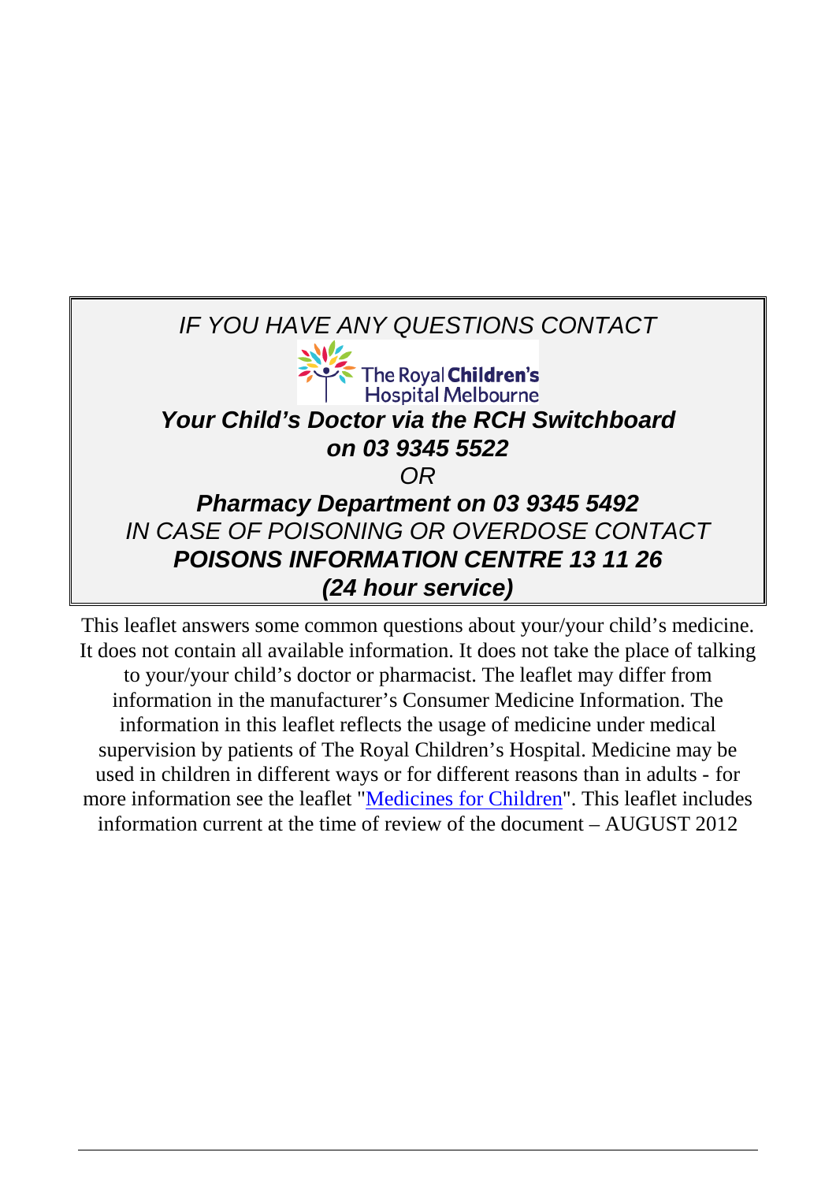*IF YOU HAVE ANY QUESTIONS CONTACT*

The Royal **Children's** Hospital Melbourne

***Your Child's Doctor via the RCH Switchboard on 03 9345 5522***

*OR*

***Pharmacy Department on 03 9345 5492***

*IN CASE OF POISONING OR OVERDOSE CONTACT*

***POISONS INFORMATION CENTRE 13 11 26***

***(24 hour service)***

This leaflet answers some common questions about your/your child's medicine. It does not contain all available information. It does not take the place of talking to your/your child's doctor or pharmacist. The leaflet may differ from information in the manufacturer's Consumer Medicine Information. The information in this leaflet reflects the usage of medicine under medical supervision by patients of The Royal Children's Hospital. Medicine may be used in children in different ways or for different reasons than in adults - for more information see the leaflet "Medicines for Children". This leaflet includes information current at the time of review of the document – AUGUST 2012